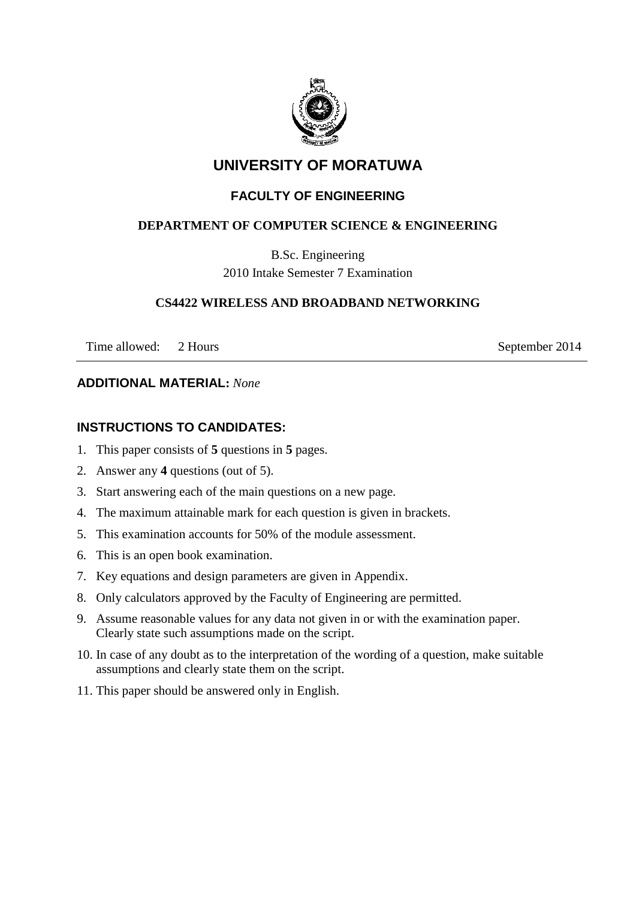# UNIVERSITY OF MORATUWA

## FACULTY OF ENGINEERING

### DEPARTMENT OF COMPUTER SCIENCE & ENGINEERING

B.Sc. Engineering
2010 Intake Semester 7 Examination

### CS4422 WIRELESS AND BROADBAND NETWORKING

Time allowed: 2 Hours | September 2014

---

**ADDITIONAL MATERIAL:** *None*

**INSTRUCTIONS TO CANDIDATES:**

1. This paper consists of **5** questions in **5** pages.
2. Answer any **4** questions (out of 5).
3. Start answering each of the main questions on a new page.
4. The maximum attainable mark for each question is given in brackets.
5. This examination accounts for 50% of the module assessment.
6. This is an open book examination.
7. Key equations and design parameters are given in Appendix.
8. Only calculators approved by the Faculty of Engineering are permitted.
9. Assume reasonable values for any data not given in or with the examination paper. Clearly state such assumptions made on the script.
10. In case of any doubt as to the interpretation of the wording of a question, make suitable assumptions and clearly state them on the script.
11. This paper should be answered only in English.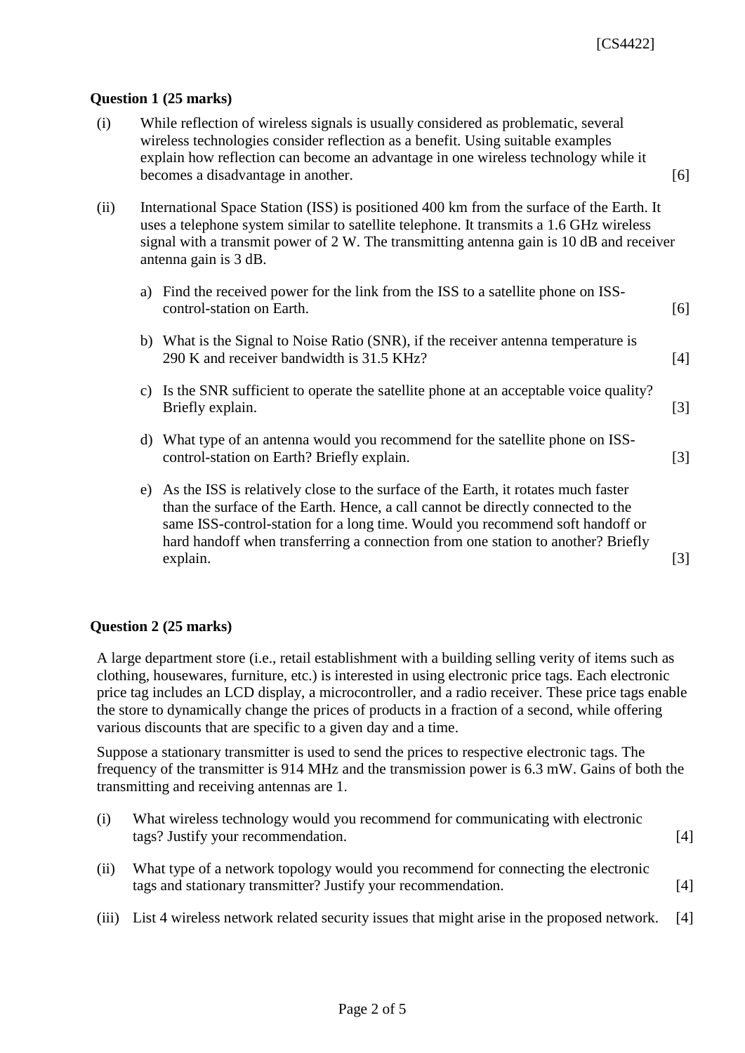**Question 1 (25 marks)**

(i) While reflection of wireless signals is usually considered as problematic, several wireless technologies consider reflection as a benefit. Using suitable examples explain how reflection can become an advantage in one wireless technology while it becomes a disadvantage in another. [6]

(ii) International Space Station (ISS) is positioned 400 km from the surface of the Earth. It uses a telephone system similar to satellite telephone. It transmits a 1.6 GHz wireless signal with a transmit power of 2 W. The transmitting antenna gain is 10 dB and receiver antenna gain is 3 dB.

a) Find the received power for the link from the ISS to a satellite phone on ISS-control-station on Earth. [6]

b) What is the Signal to Noise Ratio (SNR), if the receiver antenna temperature is 290 K and receiver bandwidth is 31.5 KHz? [4]

c) Is the SNR sufficient to operate the satellite phone at an acceptable voice quality? Briefly explain. [3]

d) What type of an antenna would you recommend for the satellite phone on ISS-control-station on Earth? Briefly explain. [3]

e) As the ISS is relatively close to the surface of the Earth, it rotates much faster than the surface of the Earth. Hence, a call cannot be directly connected to the same ISS-control-station for a long time. Would you recommend soft handoff or hard handoff when transferring a connection from one station to another? Briefly explain. [3]

**Question 2 (25 marks)**

A large department store (i.e., retail establishment with a building selling verity of items such as clothing, housewares, furniture, etc.) is interested in using electronic price tags. Each electronic price tag includes an LCD display, a microcontroller, and a radio receiver. These price tags enable the store to dynamically change the prices of products in a fraction of a second, while offering various discounts that are specific to a given day and a time.

Suppose a stationary transmitter is used to send the prices to respective electronic tags. The frequency of the transmitter is 914 MHz and the transmission power is 6.3 mW. Gains of both the transmitting and receiving antennas are 1.

(i) What wireless technology would you recommend for communicating with electronic tags? Justify your recommendation. [4]

(ii) What type of a network topology would you recommend for connecting the electronic tags and stationary transmitter? Justify your recommendation. [4]

(iii) List 4 wireless network related security issues that might arise in the proposed network. [4]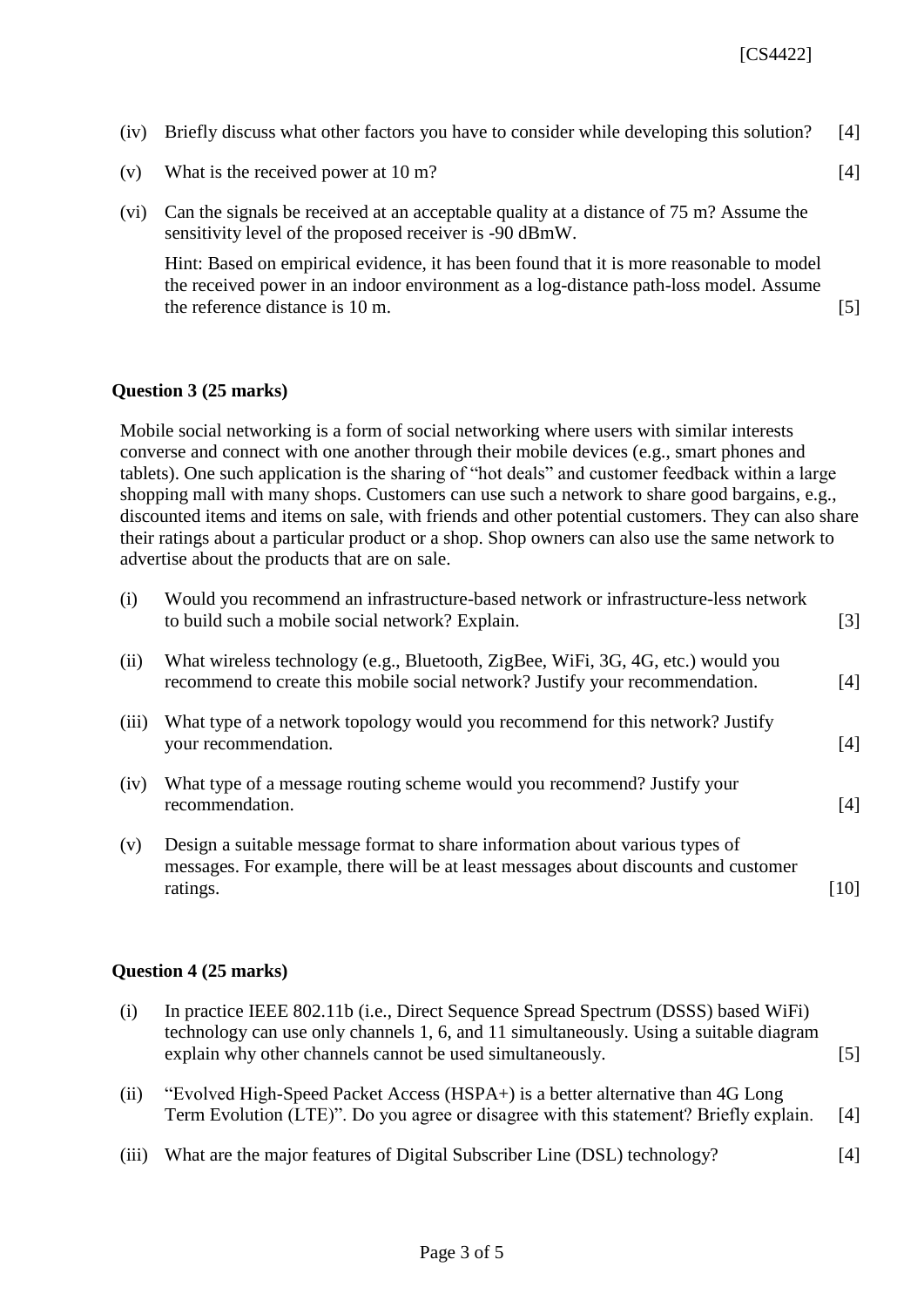(iv) Briefly discuss what other factors you have to consider while developing this solution? [4]

(v) What is the received power at 10 m? [4]

(vi) Can the signals be received at an acceptable quality at a distance of 75 m? Assume the sensitivity level of the proposed receiver is -90 dBmW.

Hint: Based on empirical evidence, it has been found that it is more reasonable to model the received power in an indoor environment as a log-distance path-loss model. Assume the reference distance is 10 m. [5]

## Question 3 (25 marks)

Mobile social networking is a form of social networking where users with similar interests converse and connect with one another through their mobile devices (e.g., smart phones and tablets). One such application is the sharing of "hot deals" and customer feedback within a large shopping mall with many shops. Customers can use such a network to share good bargains, e.g., discounted items and items on sale, with friends and other potential customers. They can also share their ratings about a particular product or a shop. Shop owners can also use the same network to advertise about the products that are on sale.

(i) Would you recommend an infrastructure-based network or infrastructure-less network to build such a mobile social network? Explain. [3]

(ii) What wireless technology (e.g., Bluetooth, ZigBee, WiFi, 3G, 4G, etc.) would you recommend to create this mobile social network? Justify your recommendation. [4]

(iii) What type of a network topology would you recommend for this network? Justify your recommendation. [4]

(iv) What type of a message routing scheme would you recommend? Justify your recommendation. [4]

(v) Design a suitable message format to share information about various types of messages. For example, there will be at least messages about discounts and customer ratings. [10]

## Question 4 (25 marks)

(i) In practice IEEE 802.11b (i.e., Direct Sequence Spread Spectrum (DSSS) based WiFi) technology can use only channels 1, 6, and 11 simultaneously. Using a suitable diagram explain why other channels cannot be used simultaneously. [5]

(ii) "Evolved High-Speed Packet Access (HSPA+) is a better alternative than 4G Long Term Evolution (LTE)". Do you agree or disagree with this statement? Briefly explain. [4]

(iii) What are the major features of Digital Subscriber Line (DSL) technology? [4]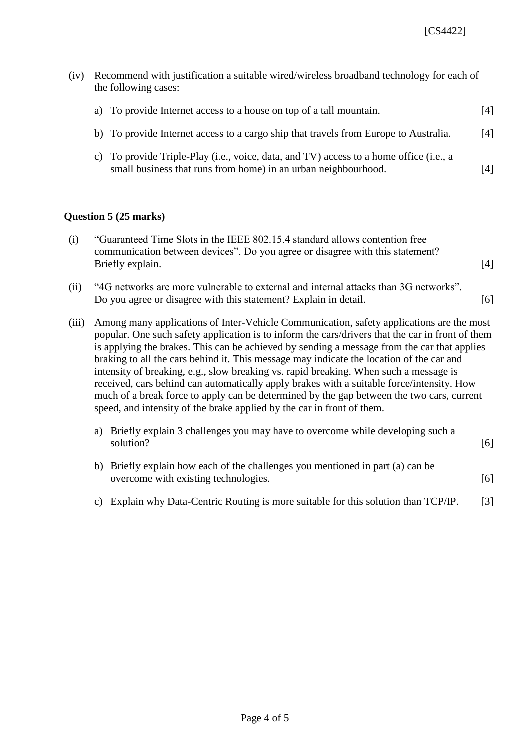(iv) Recommend with justification a suitable wired/wireless broadband technology for each of the following cases:

a) To provide Internet access to a house on top of a tall mountain. [4]

b) To provide Internet access to a cargo ship that travels from Europe to Australia. [4]

c) To provide Triple-Play (i.e., voice, data, and TV) access to a home office (i.e., a small business that runs from home) in an urban neighbourhood. [4]

**Question 5 (25 marks)**

(i) "Guaranteed Time Slots in the IEEE 802.15.4 standard allows contention free communication between devices". Do you agree or disagree with this statement? Briefly explain. [4]

(ii) "4G networks are more vulnerable to external and internal attacks than 3G networks". Do you agree or disagree with this statement? Explain in detail. [6]

(iii) Among many applications of Inter-Vehicle Communication, safety applications are the most popular. One such safety application is to inform the cars/drivers that the car in front of them is applying the brakes. This can be achieved by sending a message from the car that applies braking to all the cars behind it. This message may indicate the location of the car and intensity of breaking, e.g., slow breaking vs. rapid breaking. When such a message is received, cars behind can automatically apply brakes with a suitable force/intensity. How much of a break force to apply can be determined by the gap between the two cars, current speed, and intensity of the brake applied by the car in front of them.

a) Briefly explain 3 challenges you may have to overcome while developing such a solution? [6]

b) Briefly explain how each of the challenges you mentioned in part (a) can be overcome with existing technologies. [6]

c) Explain why Data-Centric Routing is more suitable for this solution than TCP/IP. [3]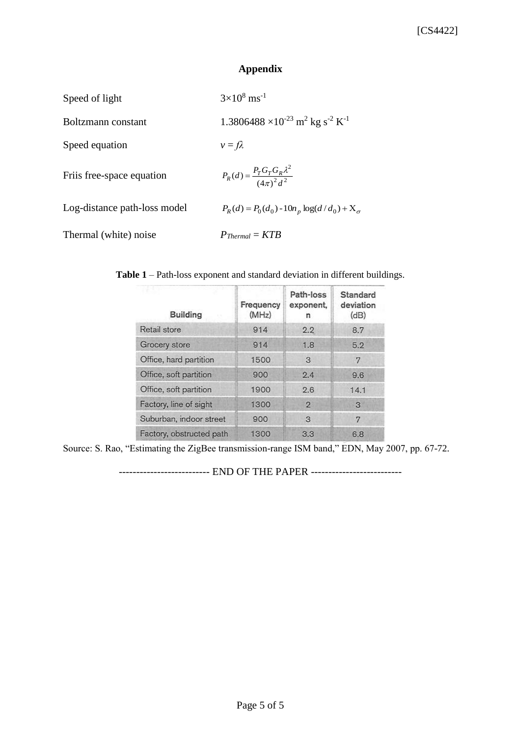## Appendix

| | |
|---|---|
| Speed of light | $3 \times 10^8$ ms$^{-1}$ |
| Boltzmann constant | $1.3806488 \times 10^{-23}$ m$^2$ kg s$^{-2}$ K$^{-1}$ |
| Speed equation | $v = f\lambda$ |
| Friis free-space equation | $P_R(d) = \dfrac{P_T G_T G_R \lambda^2}{(4\pi)^2 d^2}$ |
| Log-distance path-loss model | $P_R(d) = P_0(d_0) - 10 n_p \log(d/d_0) + X_\sigma$ |
| Thermal (white) noise | $P_{Thermal} = KTB$ |

**Table 1** – Path-loss exponent and standard deviation in different buildings.

| Building | Frequency (MHz) | Path-loss exponent, n | Standard deviation (dB) |
|---|---|---|---|
| Retail store | 914 | 2.2 | 8.7 |
| Grocery store | 914 | 1.8 | 5.2 |
| Office, hard partition | 1500 | 3 | 7 |
| Office, soft partition | 900 | 2.4 | 9.6 |
| Office, soft partition | 1900 | 2.6 | 14.1 |
| Factory, line of sight | 1300 | 2 | 3 |
| Suburban, indoor street | 900 | 3 | 7 |
| Factory, obstructed path | 1300 | 3.3 | 6.8 |

Source: S. Rao, "Estimating the ZigBee transmission-range ISM band," EDN, May 2007, pp. 67-72.

------------------------- END OF THE PAPER -------------------------